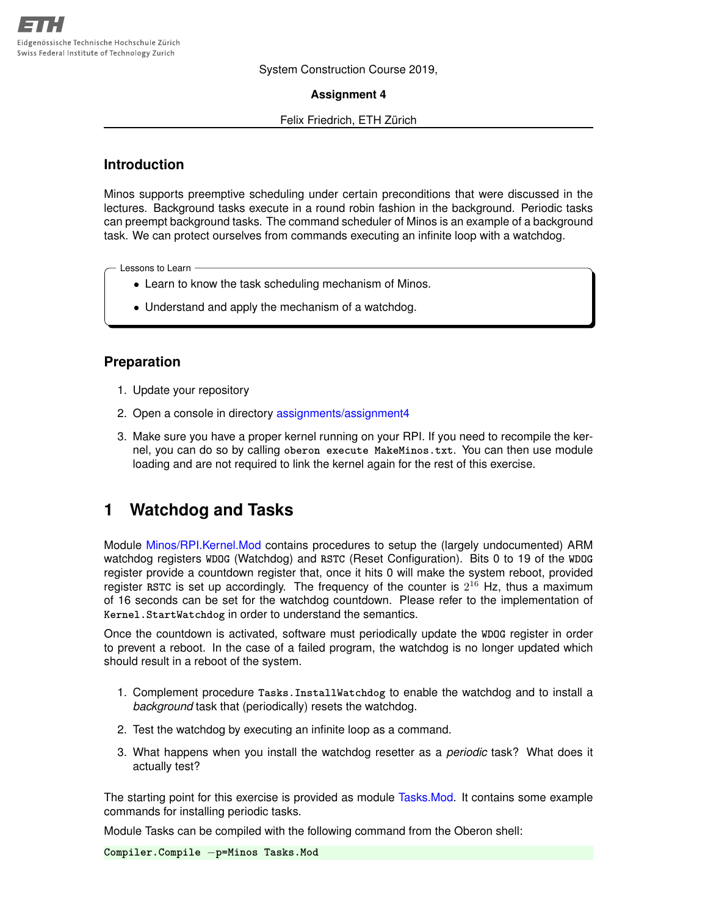System Construction Course 2019,

**Assignment 4**

Felix Friedrich, ETH Zürich

## Introduction

Minos supports preemptive scheduling under certain preconditions that were discussed in the lectures. Background tasks execute in a round robin fashion in the background. Periodic tasks can preempt background tasks. The command scheduler of Minos is an example of a background task. We can protect ourselves from commands executing an infinite loop with a watchdog.

Lessons to Learn

- Learn to know the task scheduling mechanism of Minos.
- Understand and apply the mechanism of a watchdog.

## Preparation

1. Update your repository
2. Open a console in directory assignments/assignment4
3. Make sure you have a proper kernel running on your RPI. If you need to recompile the kernel, you can do so by calling `oberon execute MakeMinos.txt`. You can then use module loading and are not required to link the kernel again for the rest of this exercise.

# 1 Watchdog and Tasks

Module Minos/RPI.Kernel.Mod contains procedures to setup the (largely undocumented) ARM watchdog registers `WDOG` (Watchdog) and `RSTC` (Reset Configuration). Bits 0 to 19 of the `WDOG` register provide a countdown register that, once it hits 0 will make the system reboot, provided register `RSTC` is set up accordingly. The frequency of the counter is $2^{16}$ Hz, thus a maximum of 16 seconds can be set for the watchdog countdown. Please refer to the implementation of `Kernel.StartWatchdog` in order to understand the semantics.

Once the countdown is activated, software must periodically update the `WDOG` register in order to prevent a reboot. In the case of a failed program, the watchdog is no longer updated which should result in a reboot of the system.

1. Complement procedure `Tasks.InstallWatchdog` to enable the watchdog and to install a *background* task that (periodically) resets the watchdog.
2. Test the watchdog by executing an infinite loop as a command.
3. What happens when you install the watchdog resetter as a *periodic* task? What does it actually test?

The starting point for this exercise is provided as module Tasks.Mod. It contains some example commands for installing periodic tasks.

Module Tasks can be compiled with the following command from the Oberon shell:

```
Compiler.Compile -p=Minos Tasks.Mod
```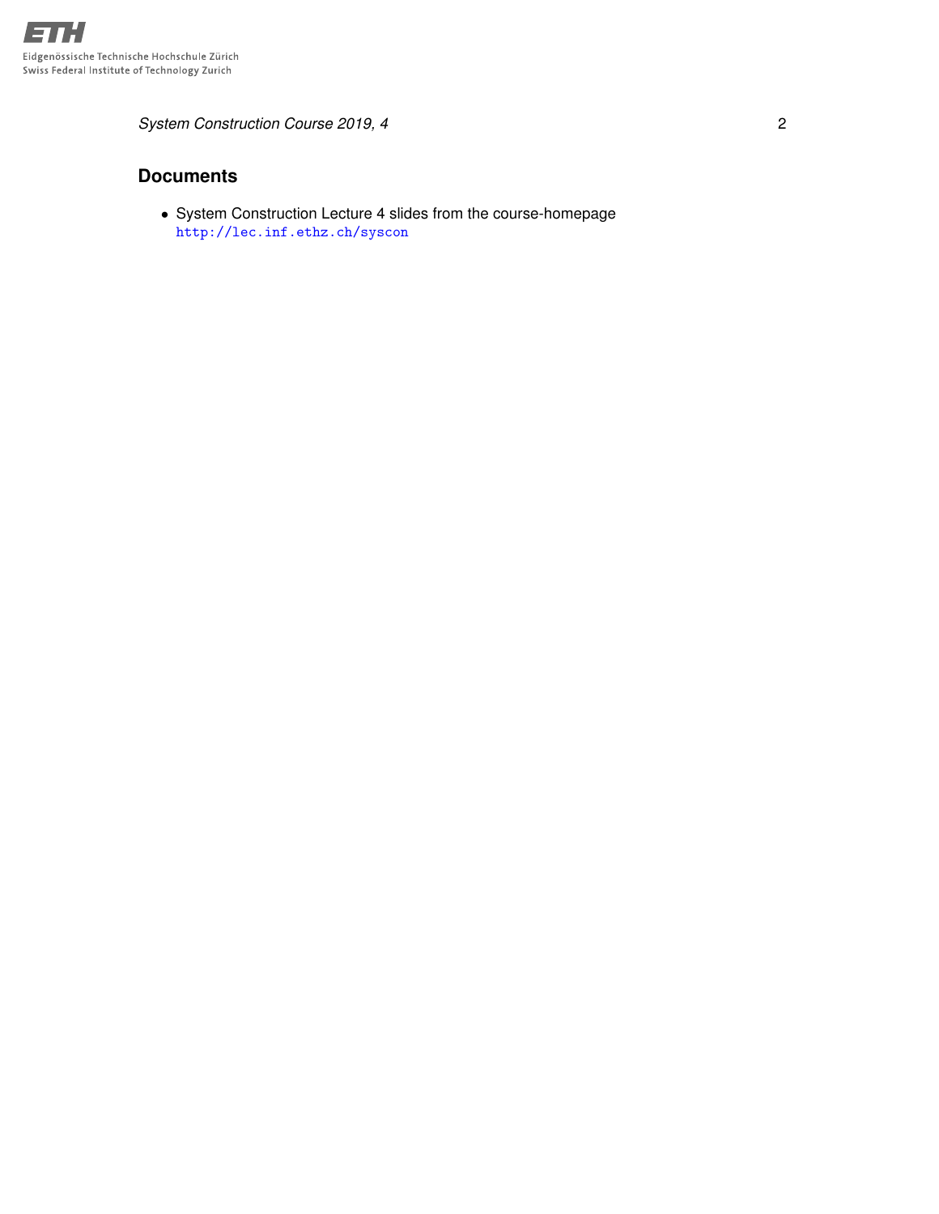## Documents

- System Construction Lecture 4 slides from the course-homepage
  http://lec.inf.ethz.ch/syscon